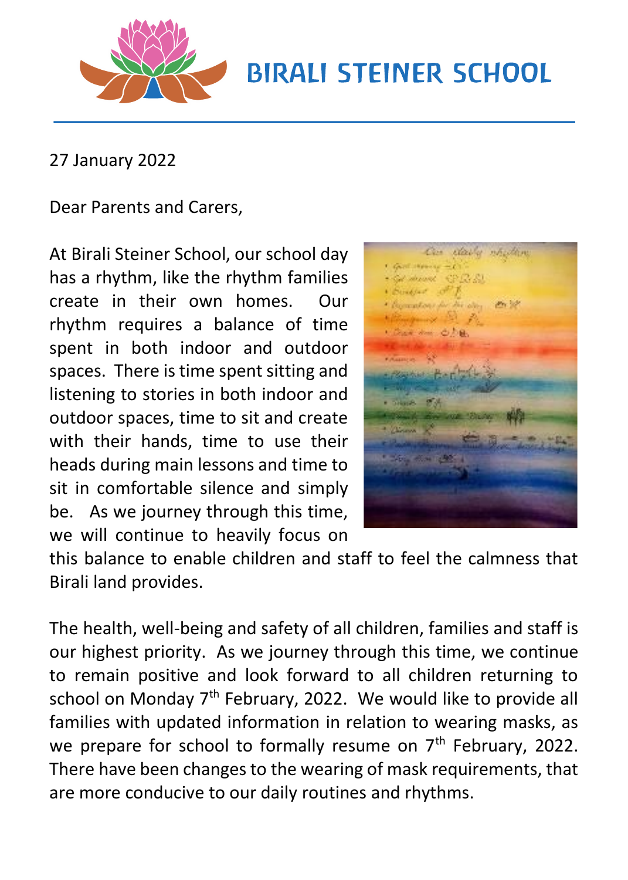# BIRALI STEINER SCHOOL

27 January 2022

Dear Parents and Carers,

At Birali Steiner School, our school day has a rhythm, like the rhythm families create in their own homes. Our rhythm requires a balance of time spent in both indoor and outdoor spaces. There is time spent sitting and listening to stories in both indoor and outdoor spaces, time to sit and create with their hands, time to use their heads during main lessons and time to sit in comfortable silence and simply be. As we journey through this time, we will continue to heavily focus on this balance to enable children and staff to feel the calmness that Birali land provides.

The health, well-being and safety of all children, families and staff is our highest priority. As we journey through this time, we continue to remain positive and look forward to all children returning to school on Monday 7th February, 2022. We would like to provide all families with updated information in relation to wearing masks, as we prepare for school to formally resume on 7th February, 2022. There have been changes to the wearing of mask requirements, that are more conducive to our daily routines and rhythms.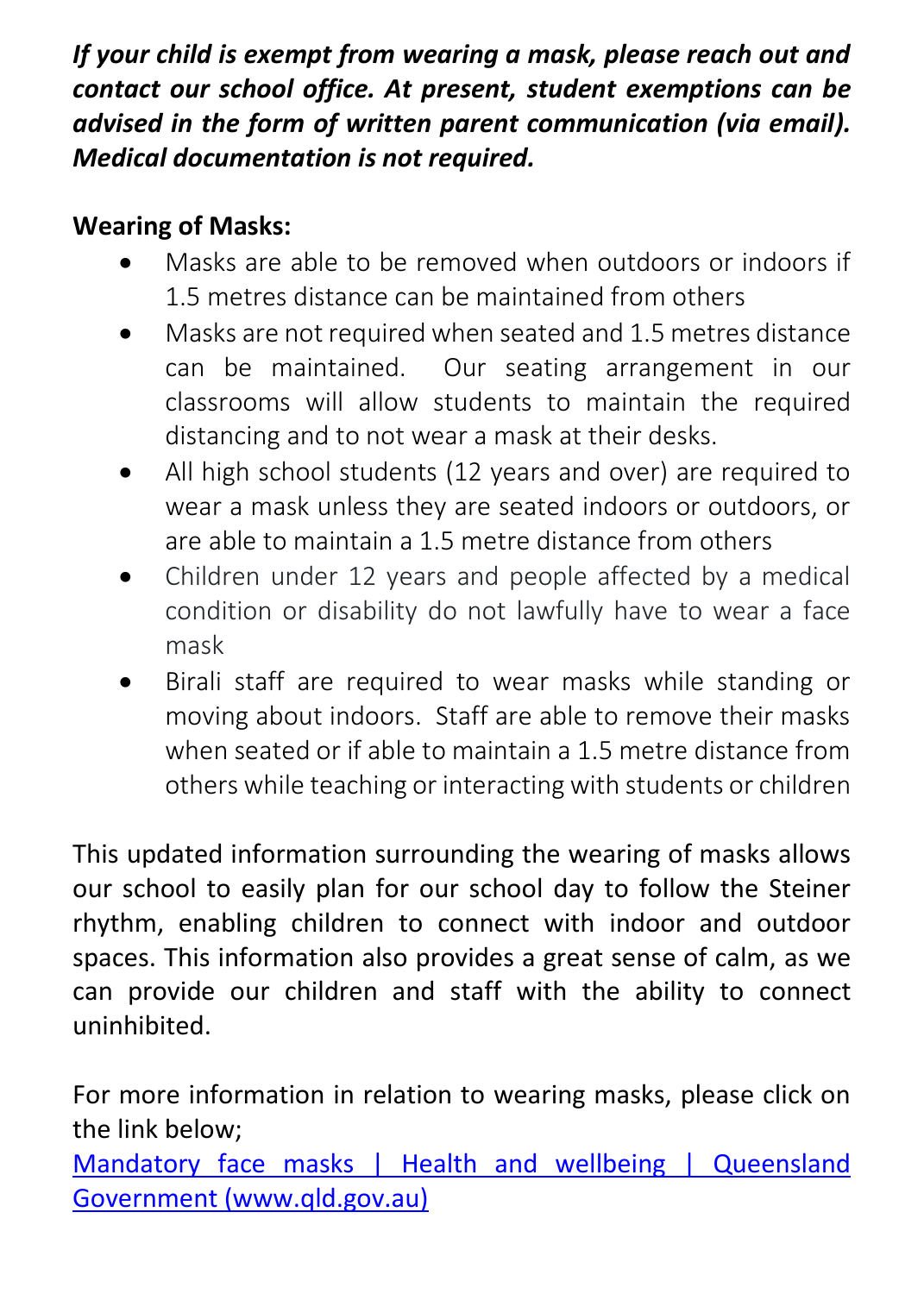***If your child is exempt from wearing a mask, please reach out and contact our school office. At present, student exemptions can be advised in the form of written parent communication (via email). Medical documentation is not required.***

**Wearing of Masks:**

- Masks are able to be removed when outdoors or indoors if 1.5 metres distance can be maintained from others
- Masks are not required when seated and 1.5 metres distance can be maintained. Our seating arrangement in our classrooms will allow students to maintain the required distancing and to not wear a mask at their desks.
- All high school students (12 years and over) are required to wear a mask unless they are seated indoors or outdoors, or are able to maintain a 1.5 metre distance from others
- Children under 12 years and people affected by a medical condition or disability do not lawfully have to wear a face mask
- Birali staff are required to wear masks while standing or moving about indoors. Staff are able to remove their masks when seated or if able to maintain a 1.5 metre distance from others while teaching or interacting with students or children

This updated information surrounding the wearing of masks allows our school to easily plan for our school day to follow the Steiner rhythm, enabling children to connect with indoor and outdoor spaces. This information also provides a great sense of calm, as we can provide our children and staff with the ability to connect uninhibited.

For more information in relation to wearing masks, please click on the link below;
[Mandatory face masks | Health and wellbeing | Queensland Government (www.qld.gov.au)]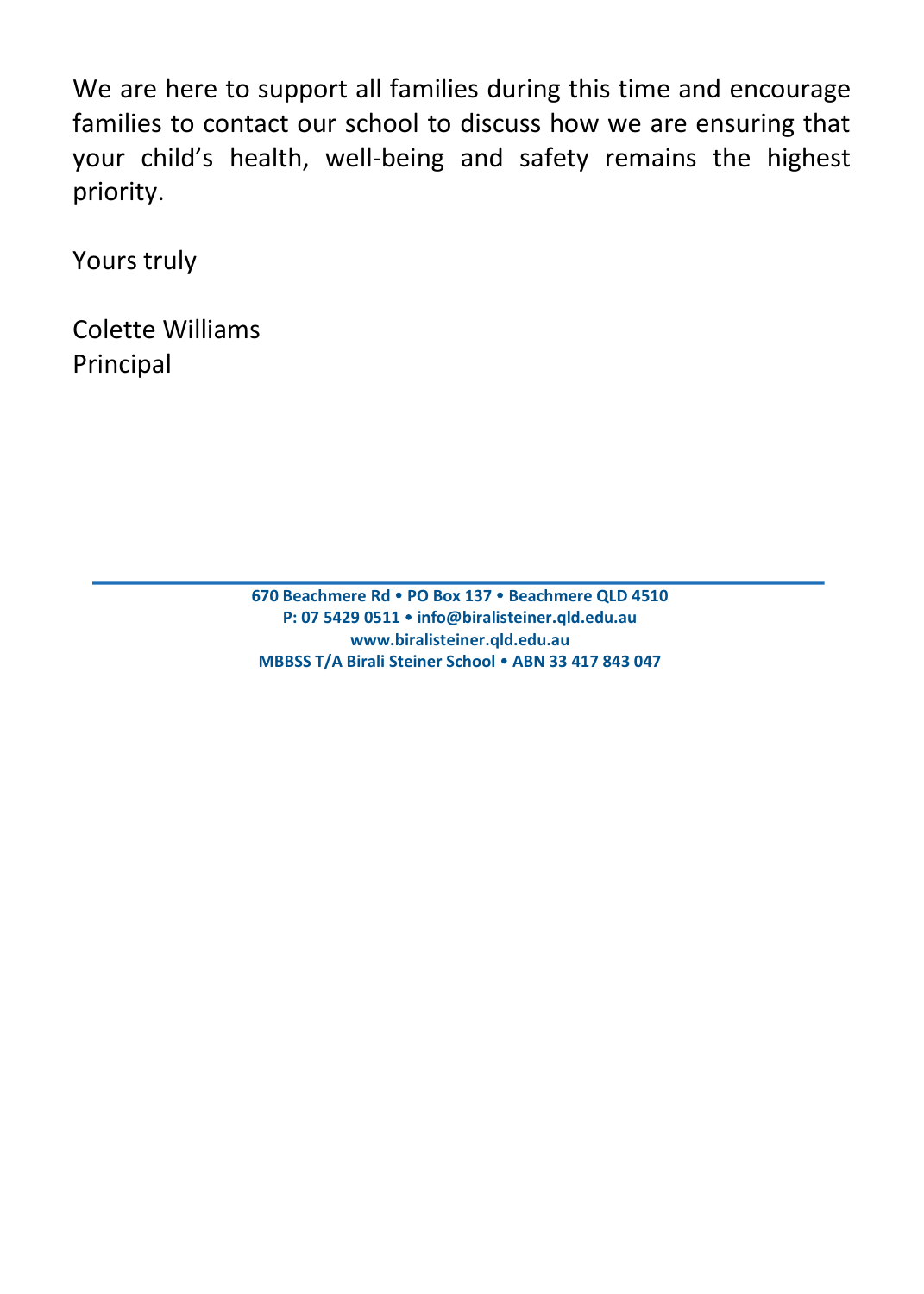We are here to support all families during this time and encourage families to contact our school to discuss how we are ensuring that your child's health, well-being and safety remains the highest priority.

Yours truly

Colette Williams
Principal

---

**670 Beachmere Rd • PO Box 137 • Beachmere QLD 4510**
**P: 07 5429 0511 • info@biralisteiner.qld.edu.au**
**www.biralisteiner.qld.edu.au**
**MBBSS T/A Birali Steiner School • ABN 33 417 843 047**